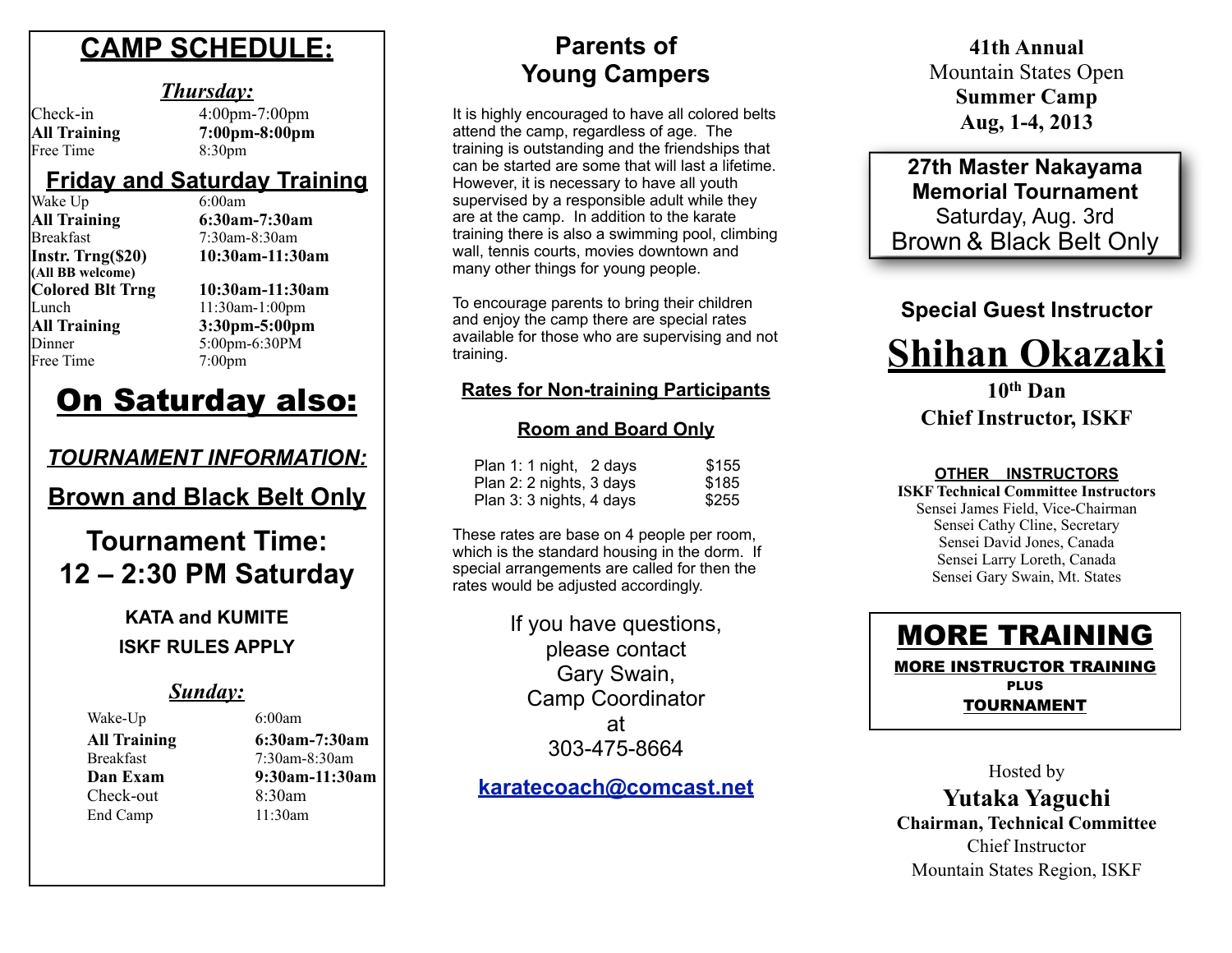# CAMP SCHEDULE:

### *Thursday:*

| | |
|---|---|
| Check-in | 4:00pm-7:00pm |
| **All Training** | **7:00pm-8:00pm** |
| Free Time | 8:30pm |

### Friday and Saturday Training

| | |
|---|---|
| Wake Up | 6:00am |
| **All Training** | **6:30am-7:30am** |
| Breakfast | 7:30am-8:30am |
| **Instr. Trng($20)** **(All BB welcome)** | **10:30am-11:30am** |
| **Colored Blt Trng** | **10:30am-11:30am** |
| Lunch | 11:30am-1:00pm |
| **All Training** | **3:30pm-5:00pm** |
| Dinner | 5:00pm-6:30PM |
| Free Time | 7:00pm |

## On Saturday also:

***TOURNAMENT INFORMATION:***

**Brown and Black Belt Only**

## Tournament Time: 12 – 2:30 PM Saturday

**KATA and KUMITE**

**ISKF RULES APPLY**

### *Sunday:*

| | |
|---|---|
| Wake-Up | 6:00am |
| **All Training** | **6:30am-7:30am** |
| Breakfast | 7:30am-8:30am |
| **Dan Exam** | **9:30am-11:30am** |
| Check-out | 8:30am |
| End Camp | 11:30am |

## Parents of Young Campers

It is highly encouraged to have all colored belts attend the camp, regardless of age. The training is outstanding and the friendships that can be started are some that will last a lifetime. However, it is necessary to have all youth supervised by a responsible adult while they are at the camp. In addition to the karate training there is also a swimming pool, climbing wall, tennis courts, movies downtown and many other things for young people.

To encourage parents to bring their children and enjoy the camp there are special rates available for those who are supervising and not training.

**Rates for Non-training Participants**

**Room and Board Only**

| | |
|---|---|
| Plan 1: 1 night, 2 days | $155 |
| Plan 2: 2 nights, 3 days | $185 |
| Plan 3: 3 nights, 4 days | $255 |

These rates are base on 4 people per room, which is the standard housing in the dorm. If special arrangements are called for then the rates would be adjusted accordingly.

If you have questions, please contact Gary Swain, Camp Coordinator at 303-475-8664

**karatecoach@comcast.net**

**41th Annual**
Mountain States Open
**Summer Camp**
**Aug, 1-4, 2013**

**27th Master Nakayama Memorial Tournament**
Saturday, Aug. 3rd
Brown & Black Belt Only

### Special Guest Instructor

# Shihan Okazaki

**10th Dan**
**Chief Instructor, ISKF**

**OTHER INSTRUCTORS**
**ISKF Technical Committee Instructors**
Sensei James Field, Vice-Chairman
Sensei Cathy Cline, Secretary
Sensei David Jones, Canada
Sensei Larry Loreth, Canada
Sensei Gary Swain, Mt. States

## MORE TRAINING

**MORE INSTRUCTOR TRAINING**
**PLUS**
**TOURNAMENT**

Hosted by
**Yutaka Yaguchi**
**Chairman, Technical Committee**
Chief Instructor
Mountain States Region, ISKF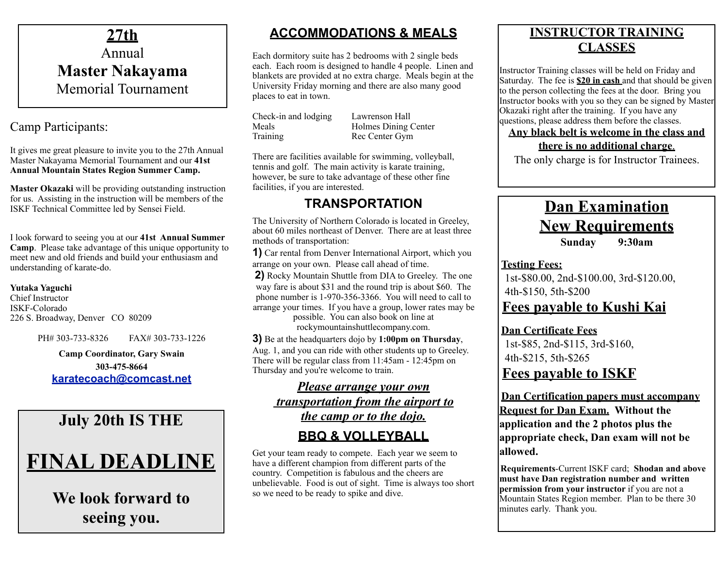# 27th
## Annual
## Master Nakayama
## Memorial Tournament

Camp Participants:

It gives me great pleasure to invite you to the 27th Annual Master Nakayama Memorial Tournament and our **41st Annual Mountain States Region Summer Camp.**

**Master Okazaki** will be providing outstanding instruction for us. Assisting in the instruction will be members of the ISKF Technical Committee led by Sensei Field.

I look forward to seeing you at our **41st Annual Summer Camp**. Please take advantage of this unique opportunity to meet new and old friends and build your enthusiasm and understanding of karate-do.

**Yutaka Yaguchi**
Chief Instructor
ISKF-Colorado
226 S. Broadway, Denver CO 80209

PH# 303-733-8326 FAX# 303-733-1226

**Camp Coordinator, Gary Swain**
**303-475-8664**
**karatecoach@comcast.net**

**July 20th IS THE**

# FINAL DEADLINE

**We look forward to seeing you.**

## ACCOMMODATIONS & MEALS

Each dormitory suite has 2 bedrooms with 2 single beds each. Each room is designed to handle 4 people. Linen and blankets are provided at no extra charge. Meals begin at the University Friday morning and there are also many good places to eat in town.

| | |
|---|---|
| Check-in and lodging | Lawrenson Hall |
| Meals | Holmes Dining Center |
| Training | Rec Center Gym |

There are facilities available for swimming, volleyball, tennis and golf. The main activity is karate training, however, be sure to take advantage of these other fine facilities, if you are interested.

## TRANSPORTATION

The University of Northern Colorado is located in Greeley, about 60 miles northeast of Denver. There are at least three methods of transportation:

**1)** Car rental from Denver International Airport, which you arrange on your own. Please call ahead of time.

**2)** Rocky Mountain Shuttle from DIA to Greeley. The one way fare is about $31 and the round trip is about $60. The phone number is 1-970-356-3366. You will need to call to arrange your times. If you have a group, lower rates may be possible. You can also book on line at rockymountainshuttlecompany.com.

**3)** Be at the headquarters dojo by **1:00pm on Thursday**, Aug. 1, and you can ride with other students up to Greeley. There will be regular class from 11:45am - 12:45pm on Thursday and you're welcome to train.

***Please arrange your own transportation from the airport to the camp or to the dojo.***

## BBQ & VOLLEYBALL

Get your team ready to compete. Each year we seem to have a different champion from different parts of the country. Competition is fabulous and the cheers are unbelievable. Food is out of sight. Time is always too short so we need to be ready to spike and dive.

## INSTRUCTOR TRAINING CLASSES

Instructor Training classes will be held on Friday and Saturday. The fee is **$20 in cash** and that should be given to the person collecting the fees at the door. Bring you Instructor books with you so they can be signed by Master Okazaki right after the training. If you have any questions, please address them before the classes.

**Any black belt is welcome in the class and there is no additional charge.**

The only charge is for Instructor Trainees.

## Dan Examination New Requirements

**Sunday 9:30am**

**Testing Fees:**
1st-$80.00, 2nd-$100.00, 3rd-$120.00, 4th-$150, 5th-$200

**Fees payable to Kushi Kai**

**Dan Certificate Fees**
1st-$85, 2nd-$115, 3rd-$160, 4th-$215, 5th-$265

**Fees payable to ISKF**

**Dan Certification papers must accompany Request for Dan Exam. Without the application and the 2 photos plus the appropriate check, Dan exam will not be allowed.**

**Requirements**-Current ISKF card; **Shodan and above must have Dan registration number and written permission from your instructor** if you are not a Mountain States Region member. Plan to be there 30 minutes early. Thank you.